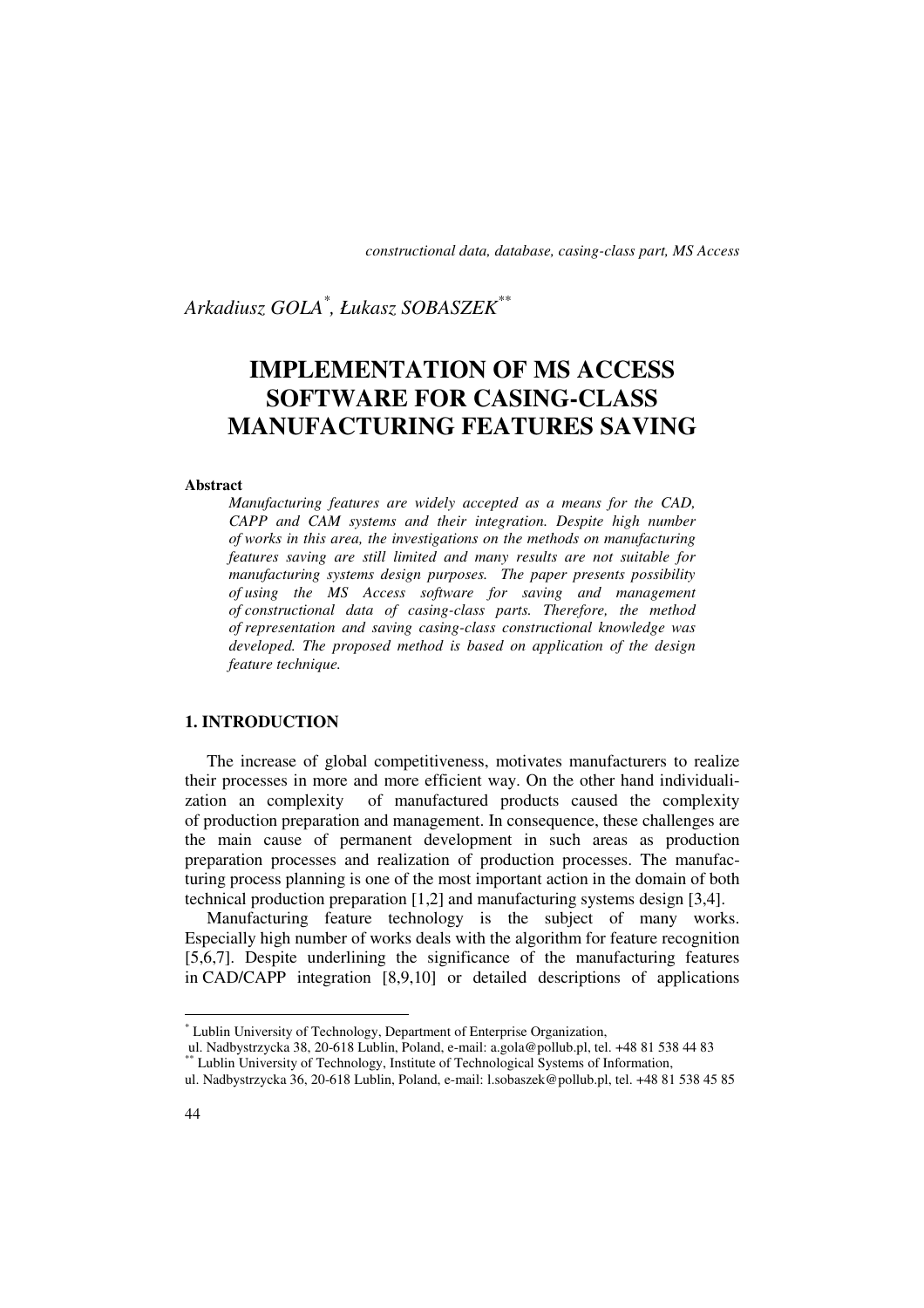*constructional data, database, casing-class part, MS Access*

*Arkadiusz GOLA[*], Łukasz SOBASZEK[**]*

# IMPLEMENTATION OF MS ACCESS SOFTWARE FOR CASING-CLASS MANUFACTURING FEATURES SAVING

**Abstract**

*Manufacturing features are widely accepted as a means for the CAD, CAPP and CAM systems and their integration. Despite high number of works in this area, the investigations on the methods on manufacturing features saving are still limited and many results are not suitable for manufacturing systems design purposes. The paper presents possibility of using the MS Access software for saving and management of constructional data of casing-class parts. Therefore, the method of representation and saving casing-class constructional knowledge was developed. The proposed method is based on application of the design feature technique.*

## 1. INTRODUCTION

The increase of global competitiveness, motivates manufacturers to realize their processes in more and more efficient way. On the other hand individualization an complexity of manufactured products caused the complexity of production preparation and management. In consequence, these challenges are the main cause of permanent development in such areas as production preparation processes and realization of production processes. The manufacturing process planning is one of the most important action in the domain of both technical production preparation [1,2] and manufacturing systems design [3,4].

Manufacturing feature technology is the subject of many works. Especially high number of works deals with the algorithm for feature recognition [5,6,7]. Despite underlining the significance of the manufacturing features in CAD/CAPP integration [8,9,10] or detailed descriptions of applications

[*] Lublin University of Technology, Department of Enterprise Organization, ul. Nadbystrzycka 38, 20-618 Lublin, Poland, e-mail: a.gola@pollub.pl, tel. +48 81 538 44 83

[**] Lublin University of Technology, Institute of Technological Systems of Information, ul. Nadbystrzycka 36, 20-618 Lublin, Poland, e-mail: l.sobaszek@pollub.pl, tel. +48 81 538 45 85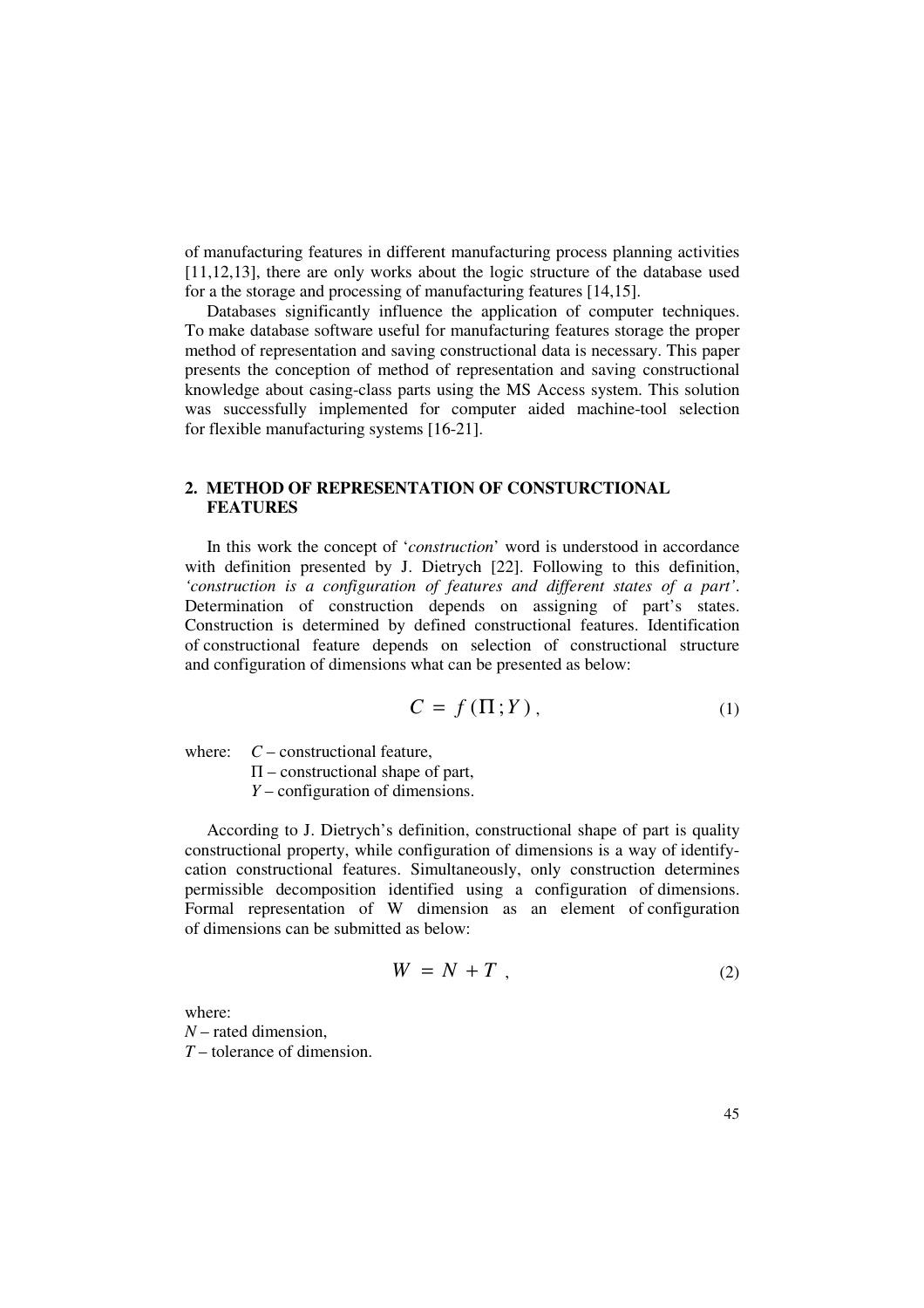of manufacturing features in different manufacturing process planning activities [11,12,13], there are only works about the logic structure of the database used for a the storage and processing of manufacturing features [14,15].

Databases significantly influence the application of computer techniques. To make database software useful for manufacturing features storage the proper method of representation and saving constructional data is necessary. This paper presents the conception of method of representation and saving constructional knowledge about casing-class parts using the MS Access system. This solution was successfully implemented for computer aided machine-tool selection for flexible manufacturing systems [16-21].

## 2. METHOD OF REPRESENTATION OF CONSTURCTIONAL FEATURES

In this work the concept of '*construction*' word is understood in accordance with definition presented by J. Dietrych [22]. Following to this definition, *'construction is a configuration of features and different states of a part'*. Determination of construction depends on assigning of part's states. Construction is determined by defined constructional features. Identification of constructional feature depends on selection of constructional structure and configuration of dimensions what can be presented as below:

$$C = f(\Pi ; Y), \tag{1}$$

where: $C$ – constructional feature,
$\Pi$ – constructional shape of part,
$Y$ – configuration of dimensions.

According to J. Dietrych's definition, constructional shape of part is quality constructional property, while configuration of dimensions is a way of identify-cation constructional features. Simultaneously, only construction determines permissible decomposition identified using a configuration of dimensions. Formal representation of W dimension as an element of configuration of dimensions can be submitted as below:

$$W = N + T, \tag{2}$$

where:
$N$ – rated dimension,
$T$ – tolerance of dimension.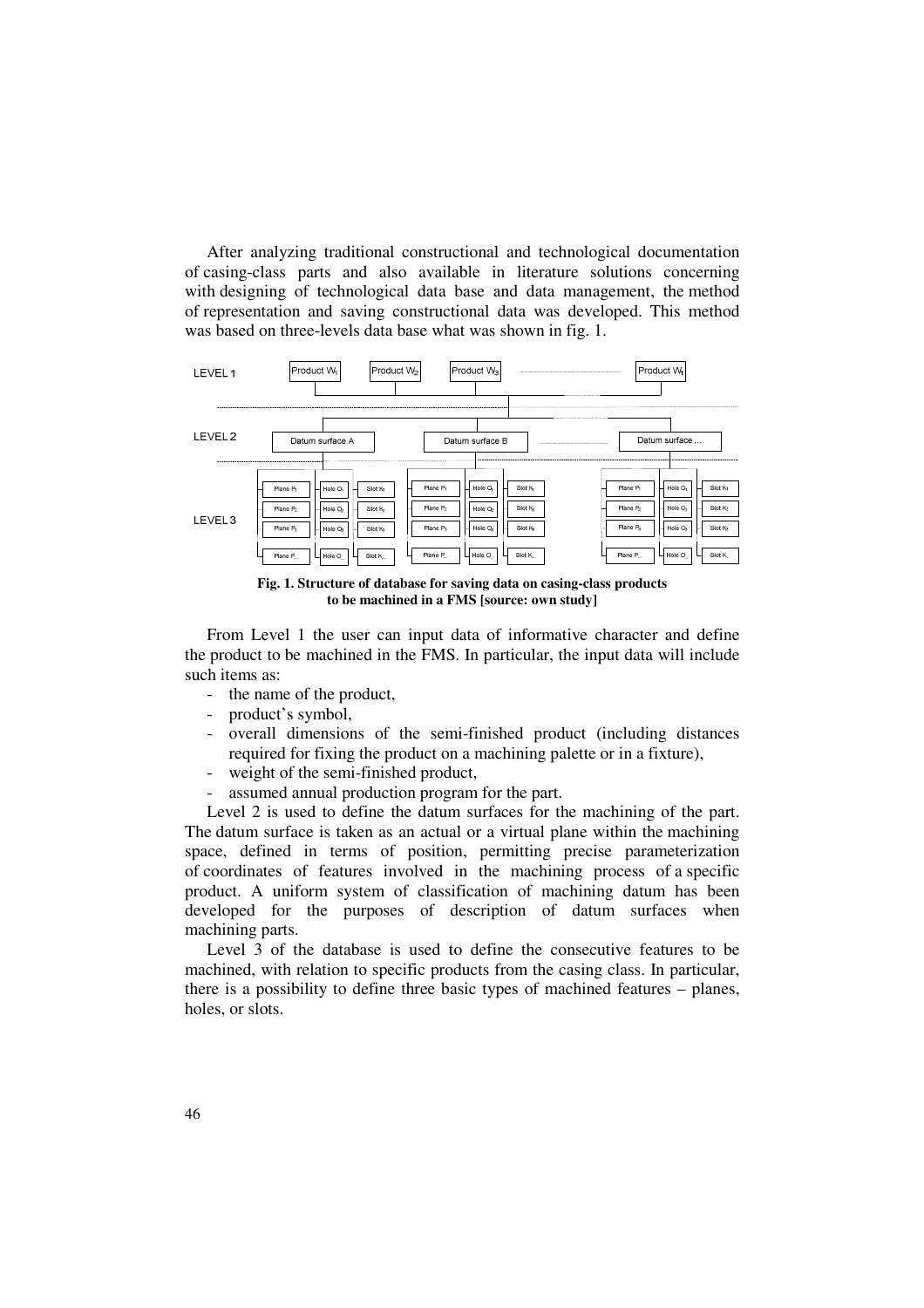After analyzing traditional constructional and technological documentation of casing-class parts and also available in literature solutions concerning with designing of technological data base and data management, the method of representation and saving constructional data was developed. This method was based on three-levels data base what was shown in fig. 1.

**Fig. 1. Structure of database for saving data on casing-class products to be machined in a FMS [source: own study]**

From Level 1 the user can input data of informative character and define the product to be machined in the FMS. In particular, the input data will include such items as:

- the name of the product,
- product's symbol,
- overall dimensions of the semi-finished product (including distances required for fixing the product on a machining palette or in a fixture),
- weight of the semi-finished product,
- assumed annual production program for the part.

Level 2 is used to define the datum surfaces for the machining of the part. The datum surface is taken as an actual or a virtual plane within the machining space, defined in terms of position, permitting precise parameterization of coordinates of features involved in the machining process of a specific product. A uniform system of classification of machining datum has been developed for the purposes of description of datum surfaces when machining parts.

Level 3 of the database is used to define the consecutive features to be machined, with relation to specific products from the casing class. In particular, there is a possibility to define three basic types of machined features – planes, holes, or slots.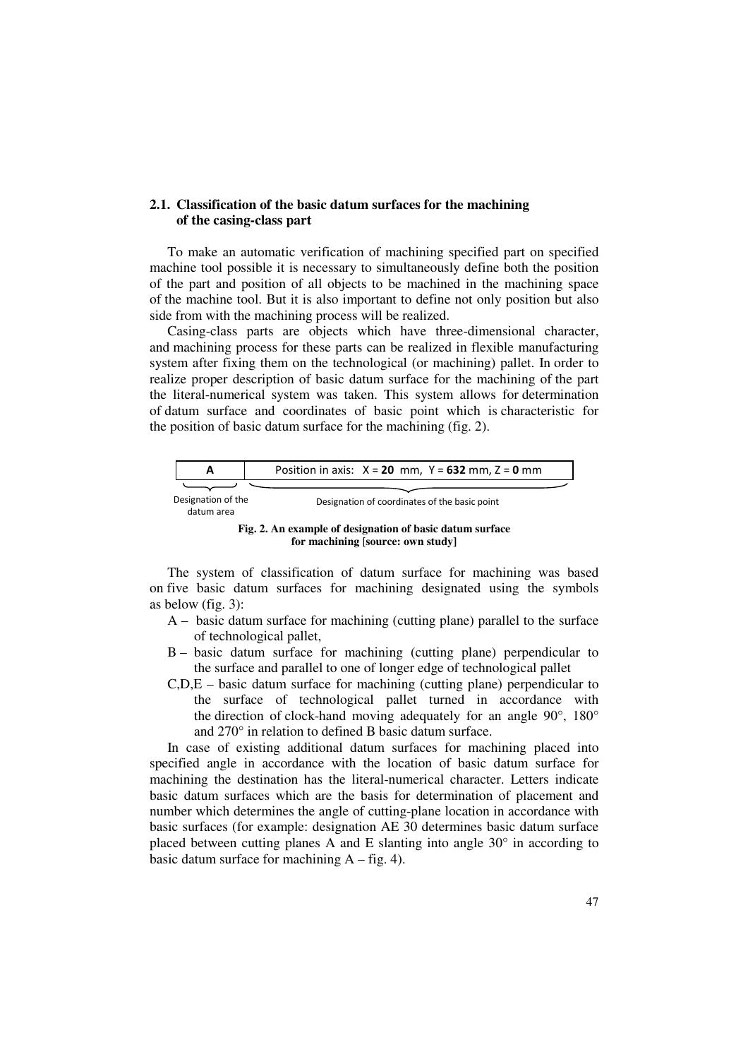## 2.1. Classification of the basic datum surfaces for the machining of the casing-class part

To make an automatic verification of machining specified part on specified machine tool possible it is necessary to simultaneously define both the position of the part and position of all objects to be machined in the machining space of the machine tool. But it is also important to define not only position but also side from with the machining process will be realized.

Casing-class parts are objects which have three-dimensional character, and machining process for these parts can be realized in flexible manufacturing system after fixing them on the technological (or machining) pallet. In order to realize proper description of basic datum surface for the machining of the part the literal-numerical system was taken. This system allows for determination of datum surface and coordinates of basic point which is characteristic for the position of basic datum surface for the machining (fig. 2).

| **A** | Position in axis: X = **20** mm, Y = **632** mm, Z = **0** mm |
|---|---|
| Designation of the datum area | Designation of coordinates of the basic point |

**Fig. 2. An example of designation of basic datum surface for machining [source: own study]**

The system of classification of datum surface for machining was based on five basic datum surfaces for machining designated using the symbols as below (fig. 3):

- A – basic datum surface for machining (cutting plane) parallel to the surface of technological pallet,
- B – basic datum surface for machining (cutting plane) perpendicular to the surface and parallel to one of longer edge of technological pallet
- C,D,E – basic datum surface for machining (cutting plane) perpendicular to the surface of technological pallet turned in accordance with the direction of clock-hand moving adequately for an angle 90°, 180° and 270° in relation to defined B basic datum surface.

In case of existing additional datum surfaces for machining placed into specified angle in accordance with the location of basic datum surface for machining the destination has the literal-numerical character. Letters indicate basic datum surfaces which are the basis for determination of placement and number which determines the angle of cutting-plane location in accordance with basic surfaces (for example: designation AE 30 determines basic datum surface placed between cutting planes A and E slanting into angle 30° in according to basic datum surface for machining A – fig. 4).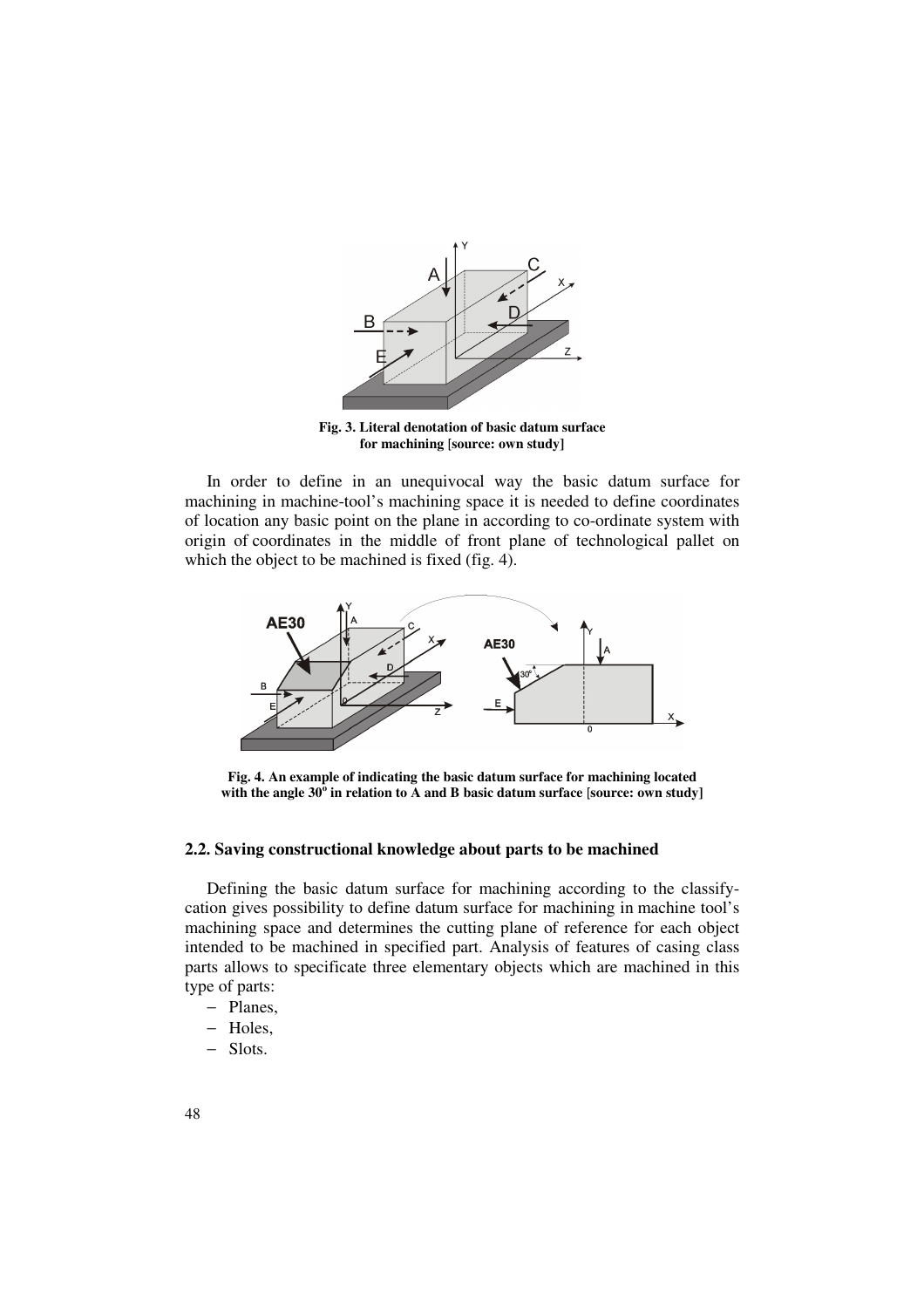Fig. 3. Literal denotation of basic datum surface for machining [source: own study]

In order to define in an unequivocal way the basic datum surface for machining in machine-tool's machining space it is needed to define coordinates of location any basic point on the plane in according to co-ordinate system with origin of coordinates in the middle of front plane of technological pallet on which the object to be machined is fixed (fig. 4).

Fig. 4. An example of indicating the basic datum surface for machining located with the angle 30° in relation to A and B basic datum surface [source: own study]

### 2.2. Saving constructional knowledge about parts to be machined

Defining the basic datum surface for machining according to the classify-cation gives possibility to define datum surface for machining in machine tool's machining space and determines the cutting plane of reference for each object intended to be machined in specified part. Analysis of features of casing class parts allows to specificate three elementary objects which are machined in this type of parts:

- Planes,
- Holes,
- Slots.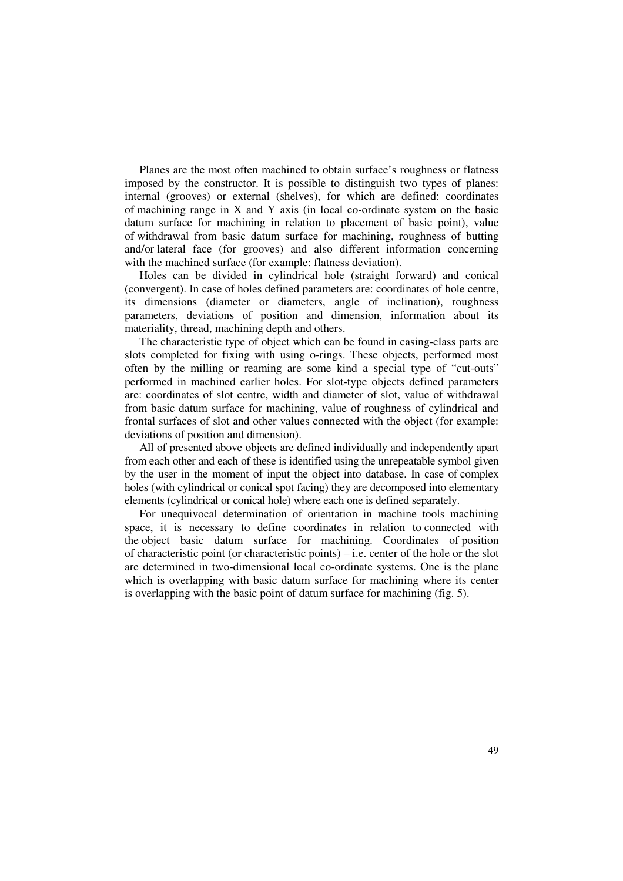Planes are the most often machined to obtain surface's roughness or flatness imposed by the constructor. It is possible to distinguish two types of planes: internal (grooves) or external (shelves), for which are defined: coordinates of machining range in X and Y axis (in local co-ordinate system on the basic datum surface for machining in relation to placement of basic point), value of withdrawal from basic datum surface for machining, roughness of butting and/or lateral face (for grooves) and also different information concerning with the machined surface (for example: flatness deviation).

Holes can be divided in cylindrical hole (straight forward) and conical (convergent). In case of holes defined parameters are: coordinates of hole centre, its dimensions (diameter or diameters, angle of inclination), roughness parameters, deviations of position and dimension, information about its materiality, thread, machining depth and others.

The characteristic type of object which can be found in casing-class parts are slots completed for fixing with using o-rings. These objects, performed most often by the milling or reaming are some kind a special type of "cut-outs" performed in machined earlier holes. For slot-type objects defined parameters are: coordinates of slot centre, width and diameter of slot, value of withdrawal from basic datum surface for machining, value of roughness of cylindrical and frontal surfaces of slot and other values connected with the object (for example: deviations of position and dimension).

All of presented above objects are defined individually and independently apart from each other and each of these is identified using the unrepeatable symbol given by the user in the moment of input the object into database. In case of complex holes (with cylindrical or conical spot facing) they are decomposed into elementary elements (cylindrical or conical hole) where each one is defined separately.

For unequivocal determination of orientation in machine tools machining space, it is necessary to define coordinates in relation to connected with the object basic datum surface for machining. Coordinates of position of characteristic point (or characteristic points) – i.e. center of the hole or the slot are determined in two-dimensional local co-ordinate systems. One is the plane which is overlapping with basic datum surface for machining where its center is overlapping with the basic point of datum surface for machining (fig. 5).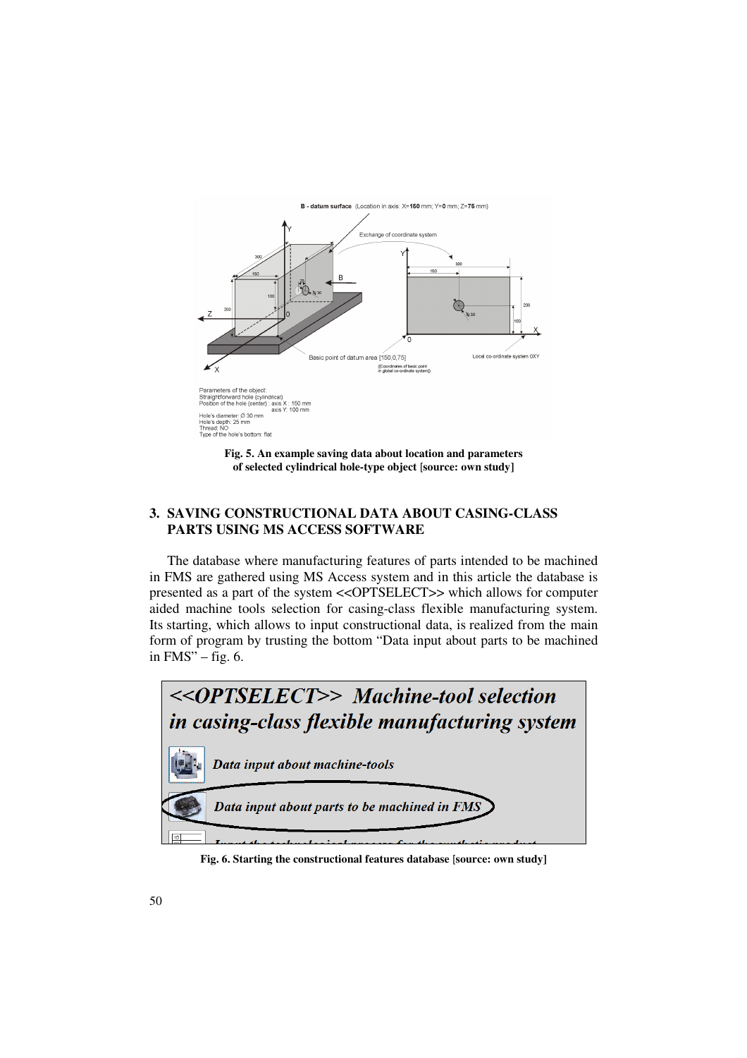B - datum surface (Location in axis: X=150 mm; Y=0 mm; Z=75 mm)

Parameters of the object:
Straightforward hole (cylindrical)
Position of the hole (center) : axis X : 150 mm
axis Y: 100 mm
Hole's diameter: Ø 30 mm
Hole's depth: 25 mm
Thread: NO
Type of the hole's bottom: flat

**Fig. 5. An example saving data about location and parameters of selected cylindrical hole-type object** [**source: own study**]

## 3. SAVING CONSTRUCTIONAL DATA ABOUT CASING-CLASS PARTS USING MS ACCESS SOFTWARE

The database where manufacturing features of parts intended to be machined in FMS are gathered using MS Access system and in this article the database is presented as a part of the system <<OPTSELECT>> which allows for computer aided machine tools selection for casing-class flexible manufacturing system. Its starting, which allows to input constructional data, is realized from the main form of program by trusting the bottom "Data input about parts to be machined in FMS" – fig. 6.

*<<OPTSELECT>> Machine-tool selection in casing-class flexible manufacturing system*

*Data input about machine-tools*

*Data input about parts to be machined in FMS*

**Fig. 6. Starting the constructional features database** [**source: own study**]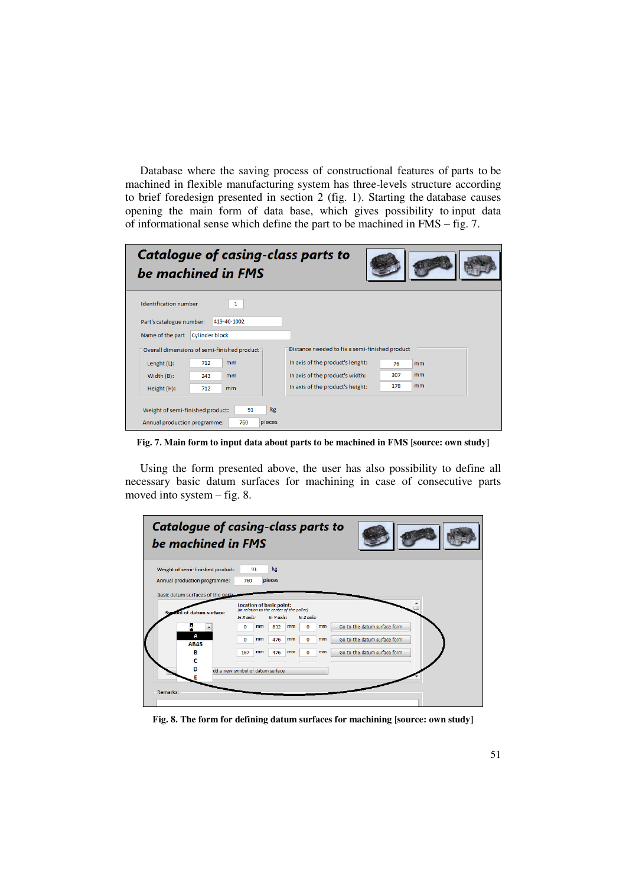Database where the saving process of constructional features of parts to be machined in flexible manufacturing system has three-levels structure according to brief foredesign presented in section 2 (fig. 1). Starting the database causes opening the main form of data base, which gives possibility to input data of informational sense which define the part to be machined in FMS – fig. 7.

**Fig. 7. Main form to input data about parts to be machined in FMS [source: own study]**

Using the form presented above, the user has also possibility to define all necessary basic datum surfaces for machining in case of consecutive parts moved into system – fig. 8.

**Fig. 8. The form for defining datum surfaces for machining [source: own study]**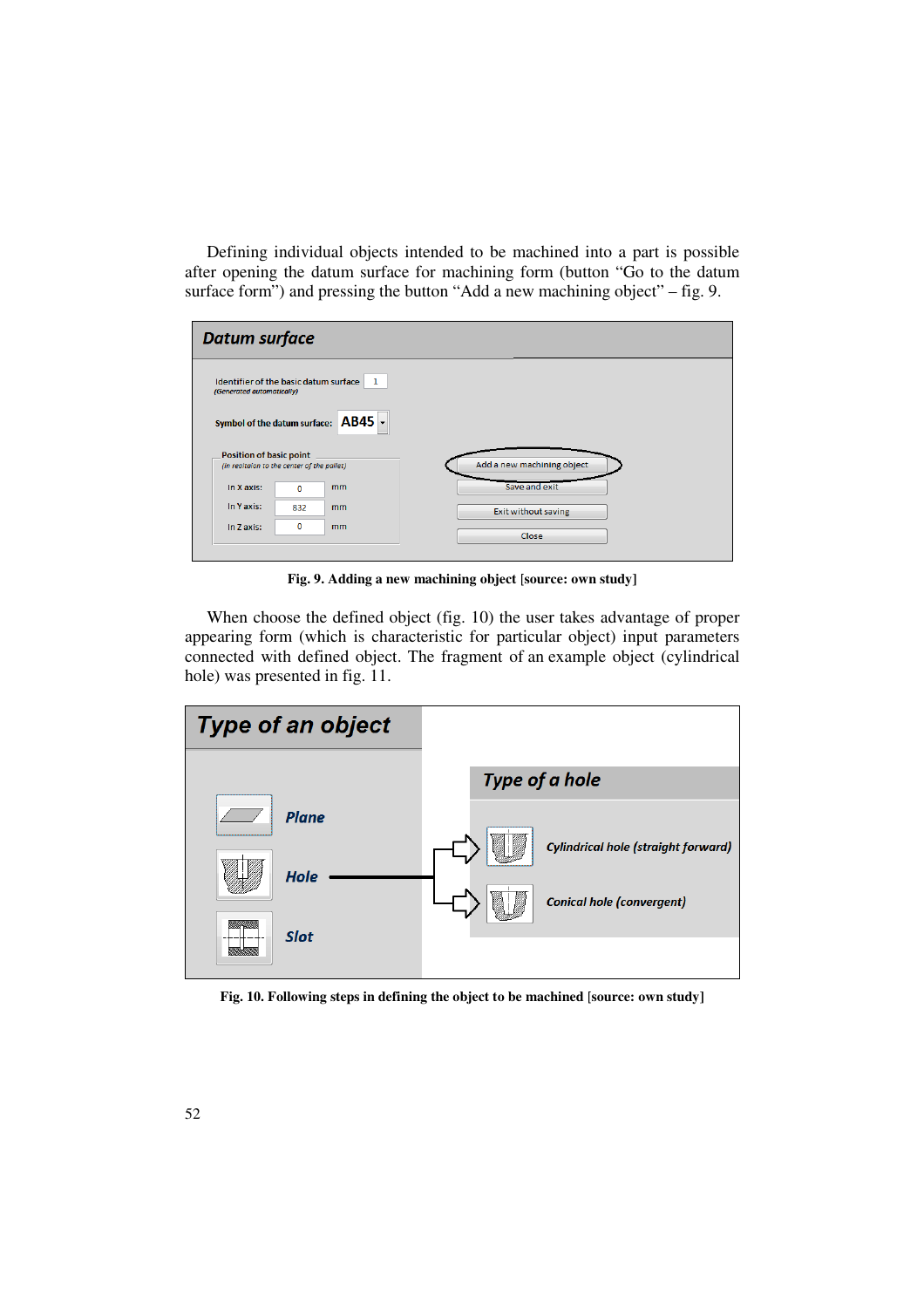Defining individual objects intended to be machined into a part is possible after opening the datum surface for machining form (button "Go to the datum surface form") and pressing the button "Add a new machining object" – fig. 9.

**Fig. 9. Adding a new machining object [source: own study]**

When choose the defined object (fig. 10) the user takes advantage of proper appearing form (which is characteristic for particular object) input parameters connected with defined object. The fragment of an example object (cylindrical hole) was presented in fig. 11.

**Fig. 10. Following steps in defining the object to be machined [source: own study]**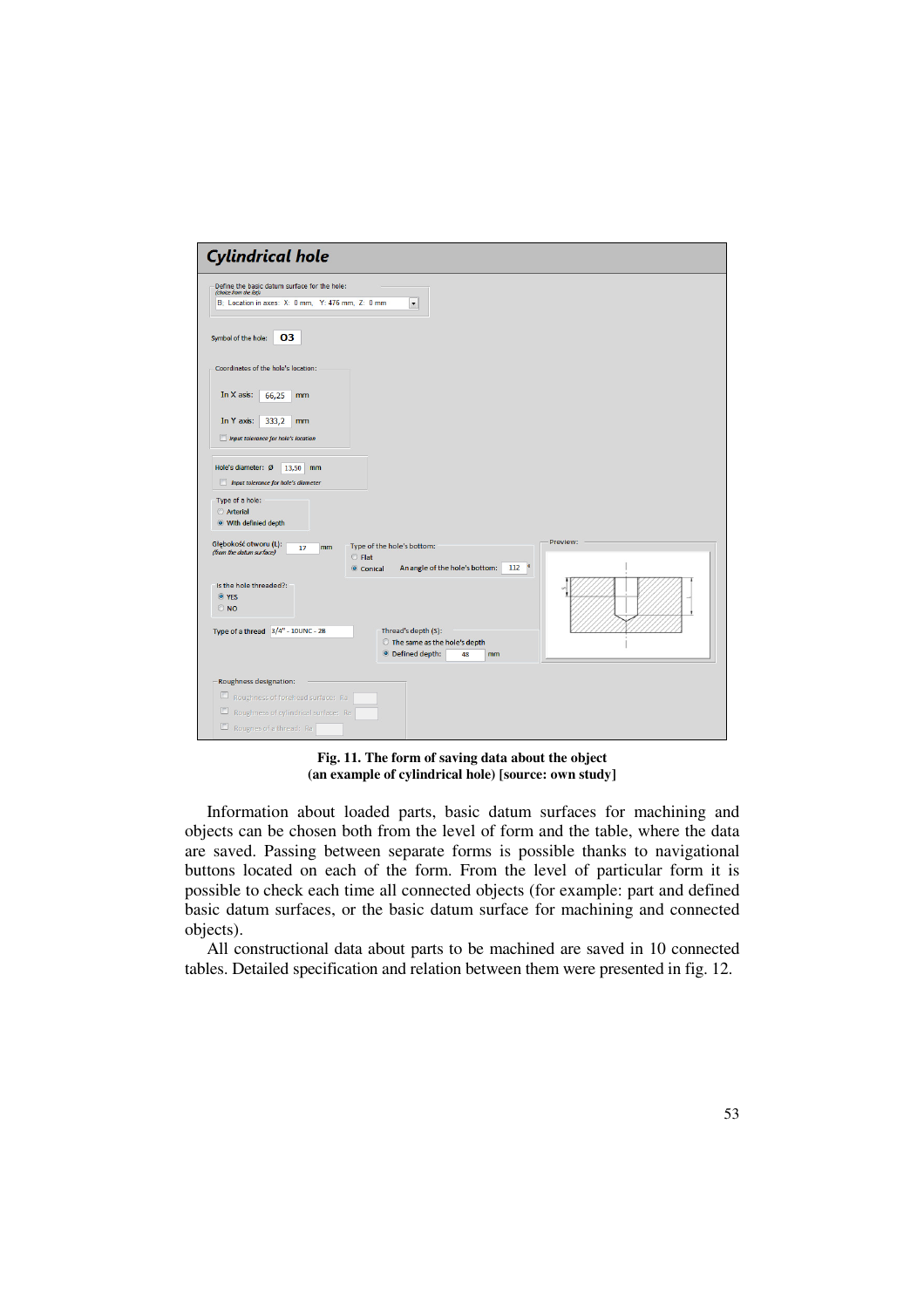**Fig. 11. The form of saving data about the object (an example of cylindrical hole) [source: own study]**

Information about loaded parts, basic datum surfaces for machining and objects can be chosen both from the level of form and the table, where the data are saved. Passing between separate forms is possible thanks to navigational buttons located on each of the form. From the level of particular form it is possible to check each time all connected objects (for example: part and defined basic datum surfaces, or the basic datum surface for machining and connected objects).

All constructional data about parts to be machined are saved in 10 connected tables. Detailed specification and relation between them were presented in fig. 12.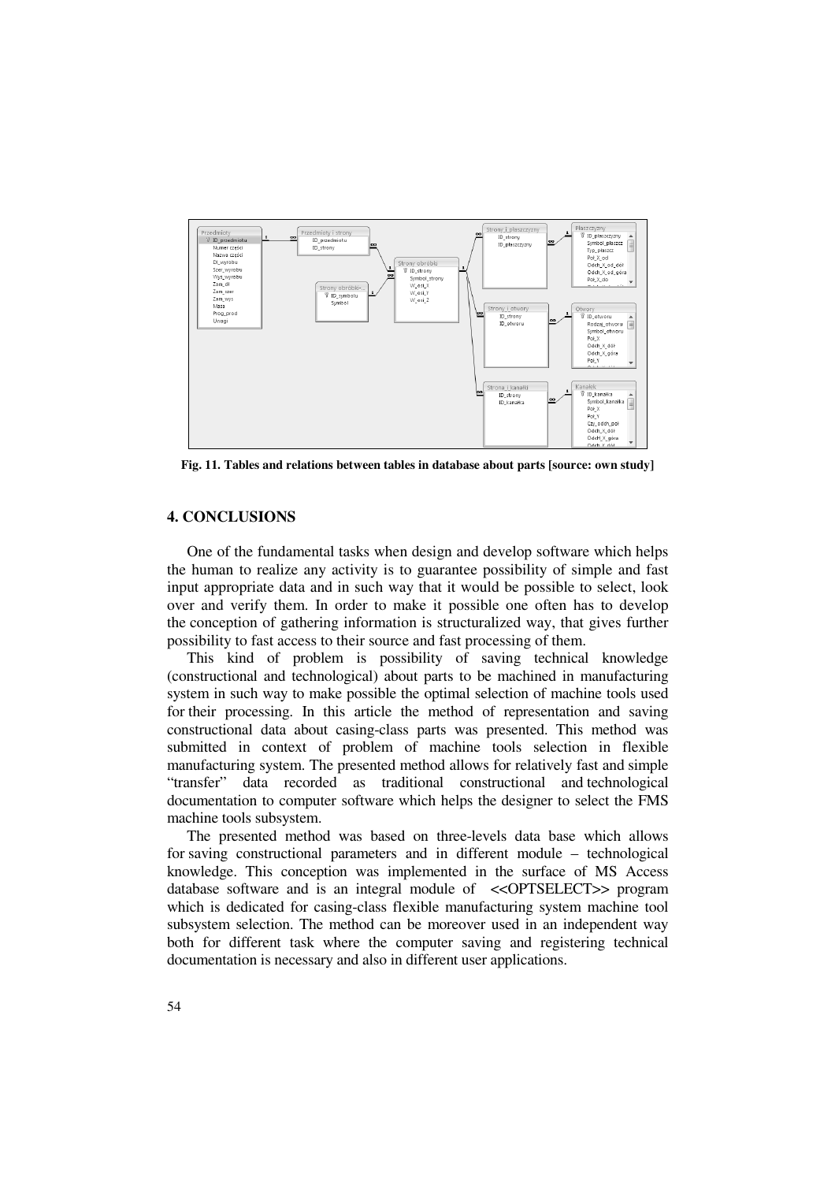Fig. 11. Tables and relations between tables in database about parts [source: own study]

## 4. CONCLUSIONS

One of the fundamental tasks when design and develop software which helps the human to realize any activity is to guarantee possibility of simple and fast input appropriate data and in such way that it would be possible to select, look over and verify them. In order to make it possible one often has to develop the conception of gathering information is structuralized way, that gives further possibility to fast access to their source and fast processing of them.

This kind of problem is possibility of saving technical knowledge (constructional and technological) about parts to be machined in manufacturing system in such way to make possible the optimal selection of machine tools used for their processing. In this article the method of representation and saving constructional data about casing-class parts was presented. This method was submitted in context of problem of machine tools selection in flexible manufacturing system. The presented method allows for relatively fast and simple "transfer" data recorded as traditional constructional and technological documentation to computer software which helps the designer to select the FMS machine tools subsystem.

The presented method was based on three-levels data base which allows for saving constructional parameters and in different module – technological knowledge. This conception was implemented in the surface of MS Access database software and is an integral module of <<OPTSELECT>> program which is dedicated for casing-class flexible manufacturing system machine tool subsystem selection. The method can be moreover used in an independent way both for different task where the computer saving and registering technical documentation is necessary and also in different user applications.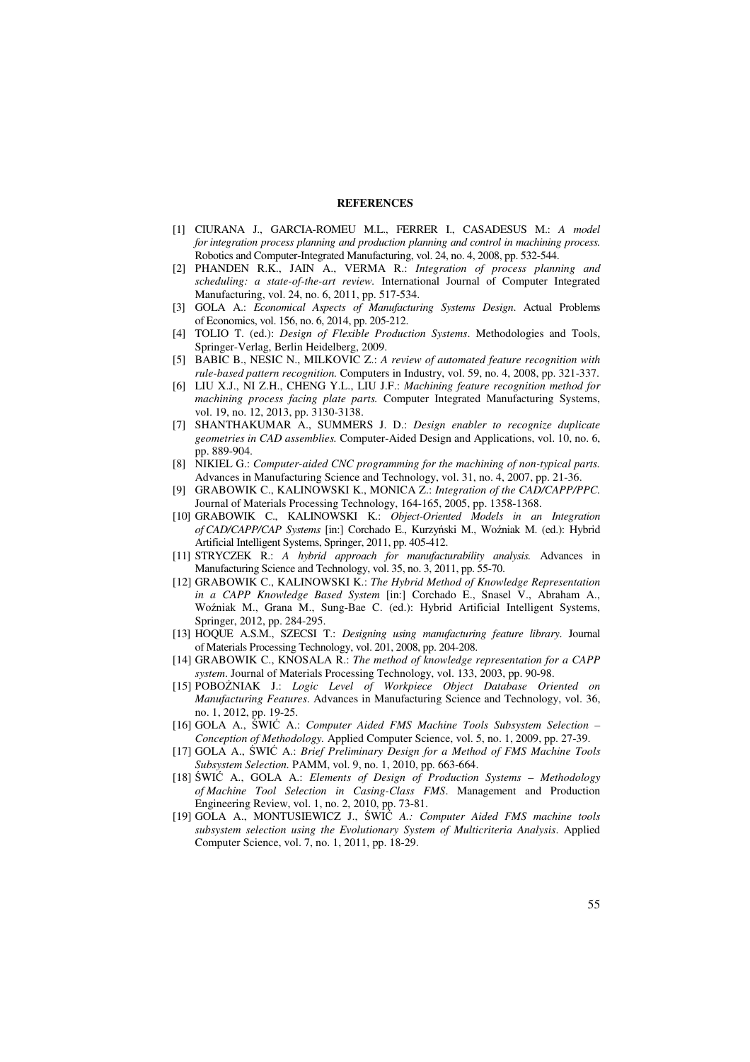## REFERENCES

[1] CIURANA J., GARCIA-ROMEU M.L., FERRER I., CASADESUS M.: *A model for integration process planning and production planning and control in machining process.* Robotics and Computer-Integrated Manufacturing, vol. 24, no. 4, 2008, pp. 532-544.

[2] PHANDEN R.K., JAIN A., VERMA R.: *Integration of process planning and scheduling: a state-of-the-art review.* International Journal of Computer Integrated Manufacturing, vol. 24, no. 6, 2011, pp. 517-534.

[3] GOLA A.: *Economical Aspects of Manufacturing Systems Design.* Actual Problems of Economics, vol. 156, no. 6, 2014, pp. 205-212.

[4] TOLIO T. (ed.): *Design of Flexible Production Systems.* Methodologies and Tools, Springer-Verlag, Berlin Heidelberg, 2009.

[5] BABIC B., NESIC N., MILKOVIC Z.: *A review of automated feature recognition with rule-based pattern recognition.* Computers in Industry, vol. 59, no. 4, 2008, pp. 321-337.

[6] LIU X.J., NI Z.H., CHENG Y.L., LIU J.F.: *Machining feature recognition method for machining process facing plate parts.* Computer Integrated Manufacturing Systems, vol. 19, no. 12, 2013, pp. 3130-3138.

[7] SHANTHAKUMAR A., SUMMERS J. D.: *Design enabler to recognize duplicate geometries in CAD assemblies.* Computer-Aided Design and Applications, vol. 10, no. 6, pp. 889-904.

[8] NIKIEL G.: *Computer-aided CNC programming for the machining of non-typical parts.* Advances in Manufacturing Science and Technology, vol. 31, no. 4, 2007, pp. 21-36.

[9] GRABOWIK C., KALINOWSKI K., MONICA Z.: *Integration of the CAD/CAPP/PPC.* Journal of Materials Processing Technology, 164-165, 2005, pp. 1358-1368.

[10] GRABOWIK C., KALINOWSKI K.: *Object-Oriented Models in an Integration of CAD/CAPP/CAP Systems* [in:] Corchado E., Kurzyński M., Woźniak M. (ed.): Hybrid Artificial Intelligent Systems, Springer, 2011, pp. 405-412.

[11] STRYCZEK R.: *A hybrid approach for manufacturability analysis.* Advances in Manufacturing Science and Technology, vol. 35, no. 3, 2011, pp. 55-70.

[12] GRABOWIK C., KALINOWSKI K.: *The Hybrid Method of Knowledge Representation in a CAPP Knowledge Based System* [in:] Corchado E., Snasel V., Abraham A., Woźniak M., Grana M., Sung-Bae C. (ed.): Hybrid Artificial Intelligent Systems, Springer, 2012, pp. 284-295.

[13] HOQUE A.S.M., SZECSI T.: *Designing using manufacturing feature library.* Journal of Materials Processing Technology, vol. 201, 2008, pp. 204-208.

[14] GRABOWIK C., KNOSALA R.: *The method of knowledge representation for a CAPP system.* Journal of Materials Processing Technology, vol. 133, 2003, pp. 90-98.

[15] POBOŻNIAK J.: *Logic Level of Workpiece Object Database Oriented on Manufacturing Features.* Advances in Manufacturing Science and Technology, vol. 36, no. 1, 2012, pp. 19-25.

[16] GOLA A., ŚWIĆ A.: *Computer Aided FMS Machine Tools Subsystem Selection – Conception of Methodology.* Applied Computer Science, vol. 5, no. 1, 2009, pp. 27-39.

[17] GOLA A., ŚWIĆ A.: *Brief Preliminary Design for a Method of FMS Machine Tools Subsystem Selection.* PAMM, vol. 9, no. 1, 2010, pp. 663-664.

[18] ŚWIĆ A., GOLA A.: *Elements of Design of Production Systems – Methodology of Machine Tool Selection in Casing-Class FMS.* Management and Production Engineering Review, vol. 1, no. 2, 2010, pp. 73-81.

[19] GOLA A., MONTUSIEWICZ J., ŚWIĆ A.: *Computer Aided FMS machine tools subsystem selection using the Evolutionary System of Multicriteria Analysis.* Applied Computer Science, vol. 7, no. 1, 2011, pp. 18-29.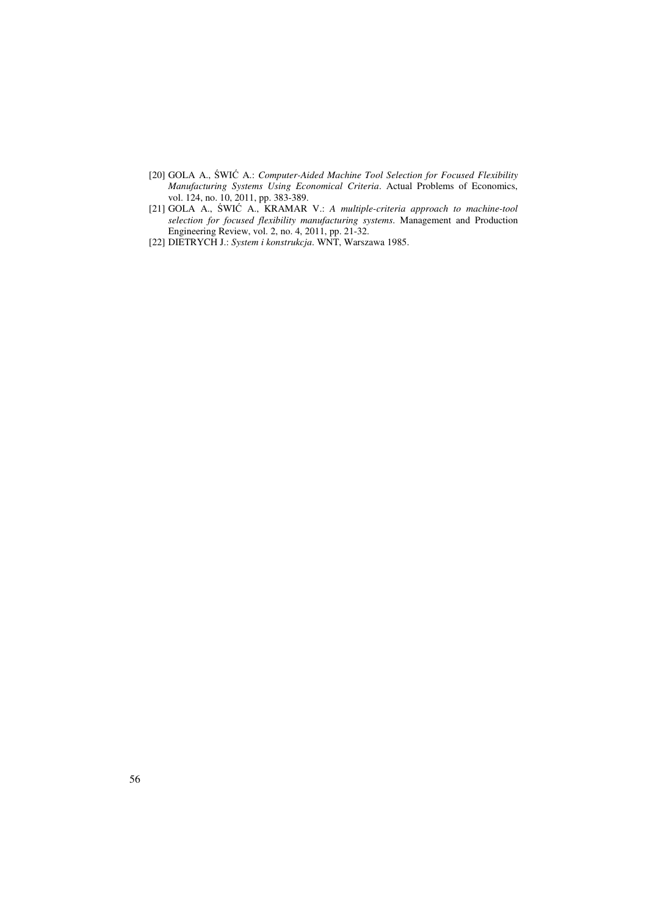[20] GOLA A., ŚWIĆ A.: *Computer-Aided Machine Tool Selection for Focused Flexibility Manufacturing Systems Using Economical Criteria*. Actual Problems of Economics, vol. 124, no. 10, 2011, pp. 383-389.

[21] GOLA A., ŚWIĆ A., KRAMAR V.: *A multiple-criteria approach to machine-tool selection for focused flexibility manufacturing systems.* Management and Production Engineering Review, vol. 2, no. 4, 2011, pp. 21-32.

[22] DIETRYCH J.: *System i konstrukcja*. WNT, Warszawa 1985.